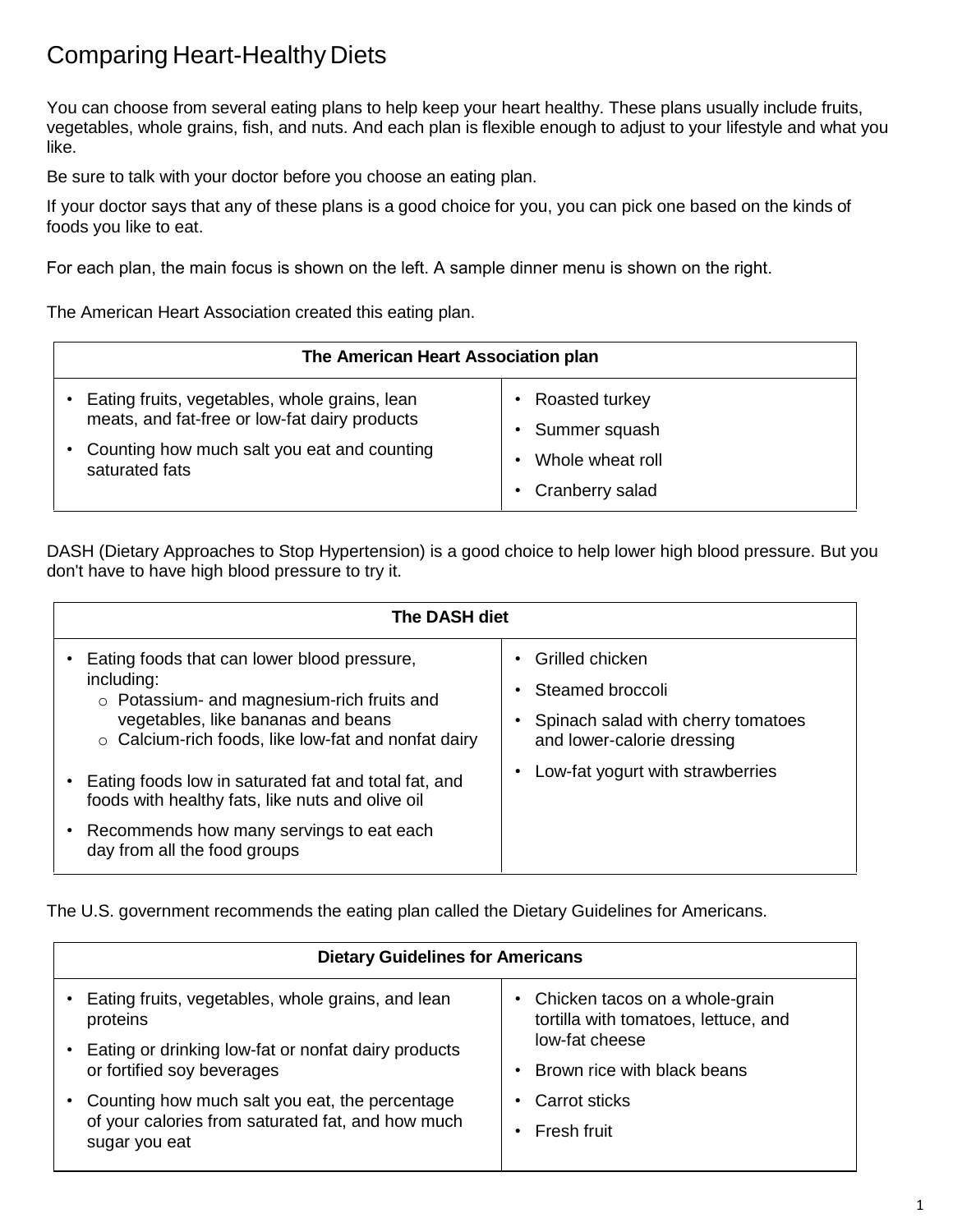# Comparing Heart-Healthy Diets

You can choose from several eating plans to help keep your heart healthy. These plans usually include fruits, vegetables, whole grains, fish, and nuts. And each plan is flexible enough to adjust to your lifestyle and what you like.

Be sure to talk with your doctor before you choose an eating plan.

If your doctor says that any of these plans is a good choice for you, you can pick one based on the kinds of foods you like to eat.

For each plan, the main focus is shown on the left. A sample dinner menu is shown on the right.

The American Heart Association created this eating plan.

| The American Heart Association plan | |
|---|---|
| • Eating fruits, vegetables, whole grains, lean meats, and fat-free or low-fat dairy products<br>• Counting how much salt you eat and counting saturated fats | • Roasted turkey<br>• Summer squash<br>• Whole wheat roll<br>• Cranberry salad |

DASH (Dietary Approaches to Stop Hypertension) is a good choice to help lower high blood pressure. But you don't have to have high blood pressure to try it.

| The DASH diet | |
|---|---|
| • Eating foods that can lower blood pressure, including:<br>  ○ Potassium- and magnesium-rich fruits and vegetables, like bananas and beans<br>  ○ Calcium-rich foods, like low-fat and nonfat dairy<br>• Eating foods low in saturated fat and total fat, and foods with healthy fats, like nuts and olive oil<br>• Recommends how many servings to eat each day from all the food groups | • Grilled chicken<br>• Steamed broccoli<br>• Spinach salad with cherry tomatoes and lower-calorie dressing<br>• Low-fat yogurt with strawberries |

The U.S. government recommends the eating plan called the Dietary Guidelines for Americans.

| Dietary Guidelines for Americans | |
|---|---|
| • Eating fruits, vegetables, whole grains, and lean proteins<br>• Eating or drinking low-fat or nonfat dairy products or fortified soy beverages<br>• Counting how much salt you eat, the percentage of your calories from saturated fat, and how much sugar you eat | • Chicken tacos on a whole-grain tortilla with tomatoes, lettuce, and low-fat cheese<br>• Brown rice with black beans<br>• Carrot sticks<br>• Fresh fruit |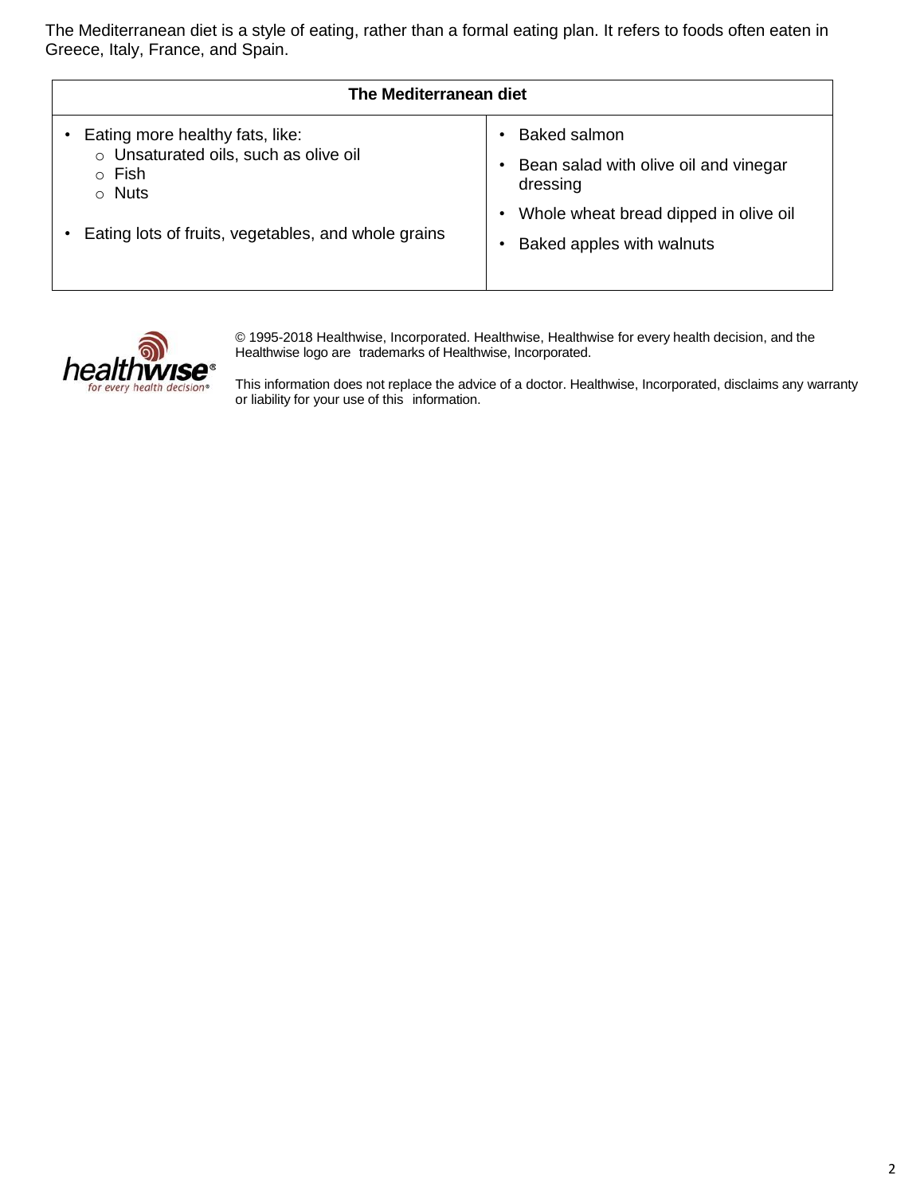The Mediterranean diet is a style of eating, rather than a formal eating plan. It refers to foods often eaten in Greece, Italy, France, and Spain.

| The Mediterranean diet | |
|---|---|
| • Eating more healthy fats, like:<br>○ Unsaturated oils, such as olive oil<br>○ Fish<br>○ Nuts<br><br>• Eating lots of fruits, vegetables, and whole grains | • Baked salmon<br>• Bean salad with olive oil and vinegar dressing<br>• Whole wheat bread dipped in olive oil<br>• Baked apples with walnuts |

© 1995-2018 Healthwise, Incorporated. Healthwise, Healthwise for every health decision, and the Healthwise logo are trademarks of Healthwise, Incorporated.

This information does not replace the advice of a doctor. Healthwise, Incorporated, disclaims any warranty or liability for your use of this information.